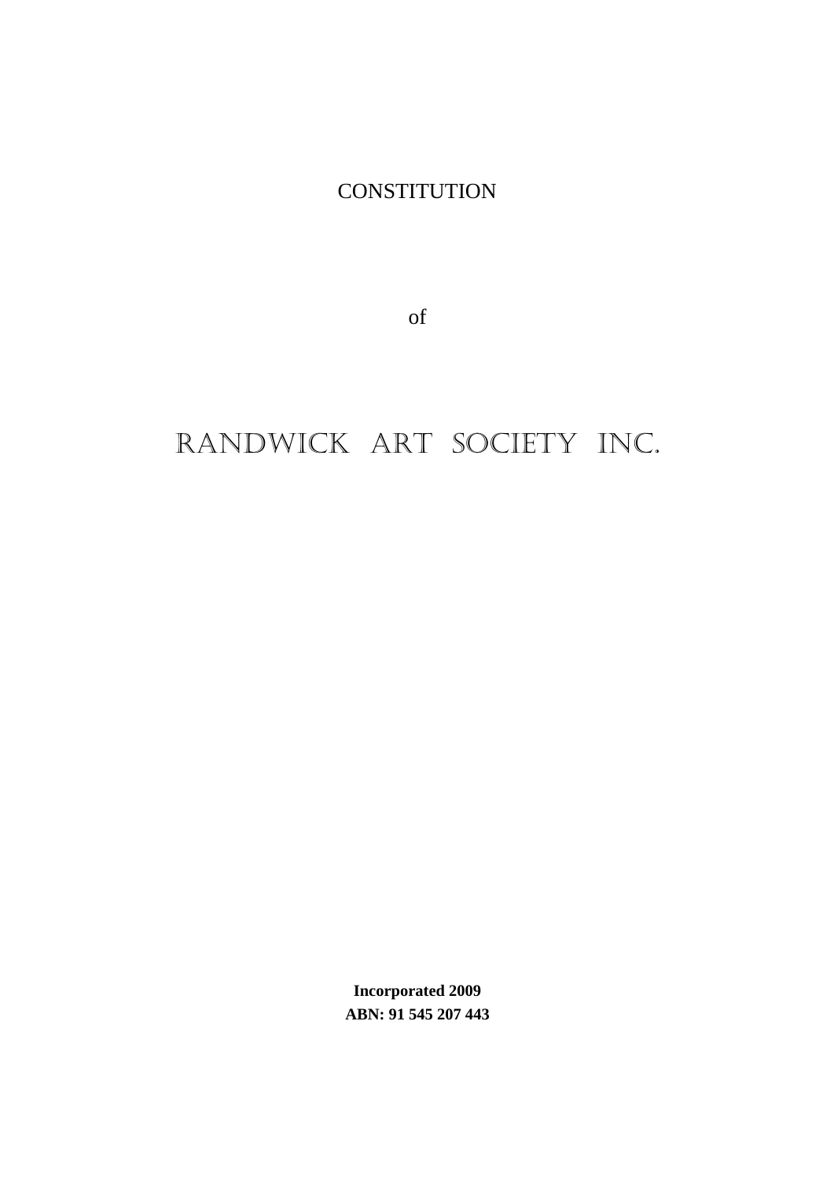CONSTITUTION

of

# RANDWICK ART SOCIETY INC.

**Incorporated 2009**
**ABN: 91 545 207 443**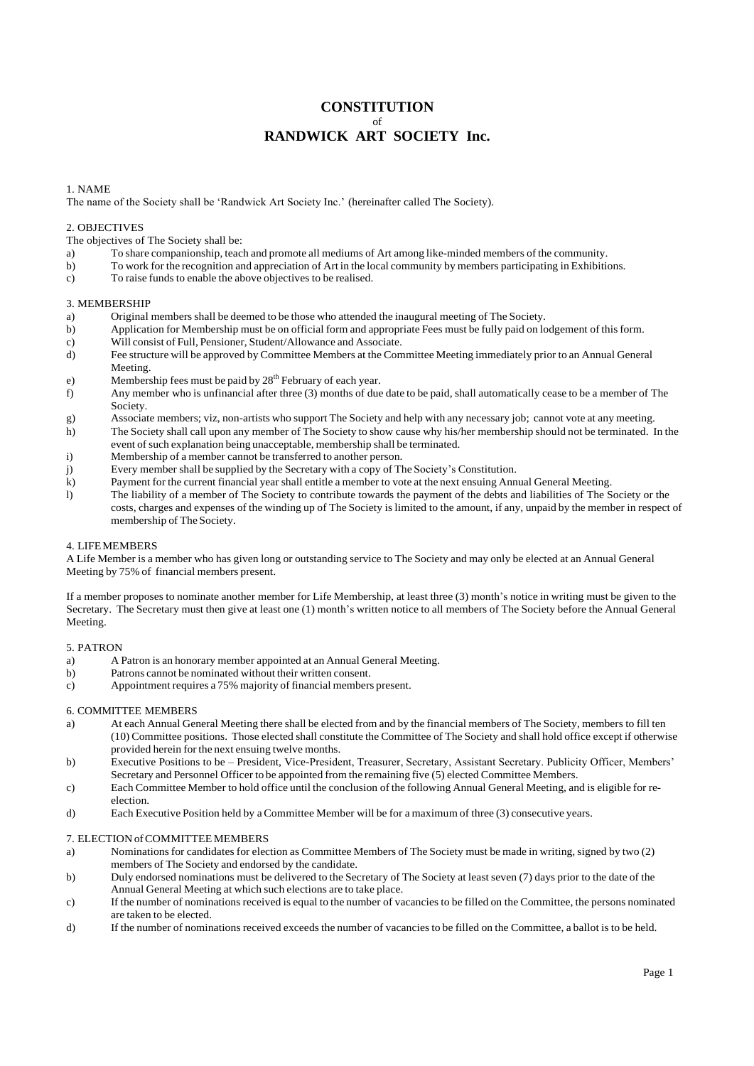# CONSTITUTION
of
# RANDWICK ART SOCIETY Inc.

1. NAME

The name of the Society shall be 'Randwick Art Society Inc.' (hereinafter called The Society).

2. OBJECTIVES

The objectives of The Society shall be:

a) To share companionship, teach and promote all mediums of Art among like-minded members of the community.
b) To work for the recognition and appreciation of Art in the local community by members participating in Exhibitions.
c) To raise funds to enable the above objectives to be realised.

3. MEMBERSHIP

a) Original members shall be deemed to be those who attended the inaugural meeting of The Society.
b) Application for Membership must be on official form and appropriate Fees must be fully paid on lodgement of this form.
c) Will consist of Full, Pensioner, Student/Allowance and Associate.
d) Fee structure will be approved by Committee Members at the Committee Meeting immediately prior to an Annual General Meeting.
e) Membership fees must be paid by 28th February of each year.
f) Any member who is unfinancial after three (3) months of due date to be paid, shall automatically cease to be a member of The Society.
g) Associate members; viz, non-artists who support The Society and help with any necessary job; cannot vote at any meeting.
h) The Society shall call upon any member of The Society to show cause why his/her membership should not be terminated. In the event of such explanation being unacceptable, membership shall be terminated.
i) Membership of a member cannot be transferred to another person.
j) Every member shall be supplied by the Secretary with a copy of The Society's Constitution.
k) Payment for the current financial year shall entitle a member to vote at the next ensuing Annual General Meeting.
l) The liability of a member of The Society to contribute towards the payment of the debts and liabilities of The Society or the costs, charges and expenses of the winding up of The Society is limited to the amount, if any, unpaid by the member in respect of membership of The Society.

4. LIFE MEMBERS

A Life Member is a member who has given long or outstanding service to The Society and may only be elected at an Annual General Meeting by 75% of financial members present.

If a member proposes to nominate another member for Life Membership, at least three (3) month's notice in writing must be given to the Secretary. The Secretary must then give at least one (1) month's written notice to all members of The Society before the Annual General Meeting.

5. PATRON

a) A Patron is an honorary member appointed at an Annual General Meeting.
b) Patrons cannot be nominated without their written consent.
c) Appointment requires a 75% majority of financial members present.

6. COMMITTEE MEMBERS

a) At each Annual General Meeting there shall be elected from and by the financial members of The Society, members to fill ten (10) Committee positions. Those elected shall constitute the Committee of The Society and shall hold office except if otherwise provided herein for the next ensuing twelve months.
b) Executive Positions to be – President, Vice-President, Treasurer, Secretary, Assistant Secretary. Publicity Officer, Members' Secretary and Personnel Officer to be appointed from the remaining five (5) elected Committee Members.
c) Each Committee Member to hold office until the conclusion of the following Annual General Meeting, and is eligible for re-election.
d) Each Executive Position held by a Committee Member will be for a maximum of three (3) consecutive years.

7. ELECTION of COMMITTEE MEMBERS

a) Nominations for candidates for election as Committee Members of The Society must be made in writing, signed by two (2) members of The Society and endorsed by the candidate.
b) Duly endorsed nominations must be delivered to the Secretary of The Society at least seven (7) days prior to the date of the Annual General Meeting at which such elections are to take place.
c) If the number of nominations received is equal to the number of vacancies to be filled on the Committee, the persons nominated are taken to be elected.
d) If the number of nominations received exceeds the number of vacancies to be filled on the Committee, a ballot is to be held.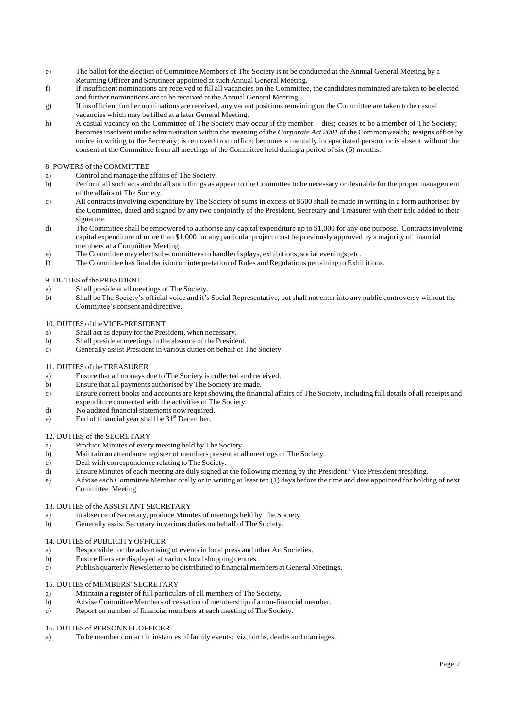e) The ballot for the election of Committee Members of The Society is to be conducted at the Annual General Meeting by a Returning Officer and Scrutineer appointed at such Annual General Meeting.

f) If insufficient nominations are received to fill all vacancies on the Committee, the candidates nominated are taken to be elected and further nominations are to be received at the Annual General Meeting.

g) If insufficient further nominations are received, any vacant positions remaining on the Committee are taken to be casual vacancies which may be filled at a later General Meeting.

h) A casual vacancy on the Committee of The Society may occur if the member—dies; ceases to be a member of The Society; becomes insolvent under administration within the meaning of the *Corporate Act 2001* of the Commonwealth; resigns office by notice in writing to the Secretary; is removed from office; becomes a mentally incapacitated person; or is absent without the consent of the Committee from all meetings of the Committee held during a period of six (6) months.

## 8. POWERS of the COMMITTEE

a) Control and manage the affairs of The Society.

b) Perform all such acts and do all such things as appear to the Committee to be necessary or desirable for the proper management of the affairs of The Society.

c) All contracts involving expenditure by The Society of sums in excess of $500 shall be made in writing in a form authorised by the Committee, dated and signed by any two conjointly of the President, Secretary and Treasurer with their title added to their signature.

d) The Committee shall be empowered to authorise any capital expenditure up to $1,000 for any one purpose. Contracts involving capital expenditure of more than $1,000 for any particular project must be previously approved by a majority of financial members at a Committee Meeting.

e) The Committee may elect sub-committees to handle displays, exhibitions, social evenings, etc.

f) The Committee has final decision on interpretation of Rules and Regulations pertaining to Exhibitions.

## 9. DUTIES of the PRESIDENT

a) Shall preside at all meetings of The Society.

b) Shall be The Society's official voice and it's Social Representative, but shall not enter into any public controversy without the Committee's consent and directive.

## 10. DUTIES of the VICE-PRESIDENT

a) Shall act as deputy for the President, when necessary.

b) Shall preside at meetings in the absence of the President.

c) Generally assist President in various duties on behalf of The Society.

## 11. DUTIES of the TREASURER

a) Ensure that all moneys due to The Society is collected and received.

b) Ensure that all payments authorised by The Society are made.

c) Ensure correct books and accounts are kept showing the financial affairs of The Society, including full details of all receipts and expenditure connected with the activities of The Society.

d) No audited financial statements now required.

e) End of financial year shall be 31st December.

## 12. DUTIES of the SECRETARY

a) Produce Minutes of every meeting held by The Society.

b) Maintain an attendance register of members present at all meetings of The Society.

c) Deal with correspondence relating to The Society.

d) Ensure Minutes of each meeting are duly signed at the following meeting by the President / Vice President presiding.

e) Advise each Committee Member orally or in writing at least ten (1) days before the time and date appointed for holding of next Committee Meeting.

## 13. DUTIES of the ASSISTANT SECRETARY

a) In absence of Secretary, produce Minutes of meetings held by The Society.

b) Generally assist Secretary in various duties on behalf of The Society.

## 14. DUTIES of PUBLICITY OFFICER

a) Responsible for the advertising of events in local press and other Art Societies.

b) Ensure fliers are displayed at various local shopping centres.

c) Publish quarterly Newsletter to be distributed to financial members at General Meetings.

## 15. DUTIES of MEMBERS' SECRETARY

a) Maintain a register of full particulars of all members of The Society.

b) Advise Committee Members of cessation of membership of a non-financial member.

c) Report on number of financial members at each meeting of The Society.

## 16. DUTIES of PERSONNEL OFFICER

a) To be member contact in instances of family events; viz, births, deaths and marriages.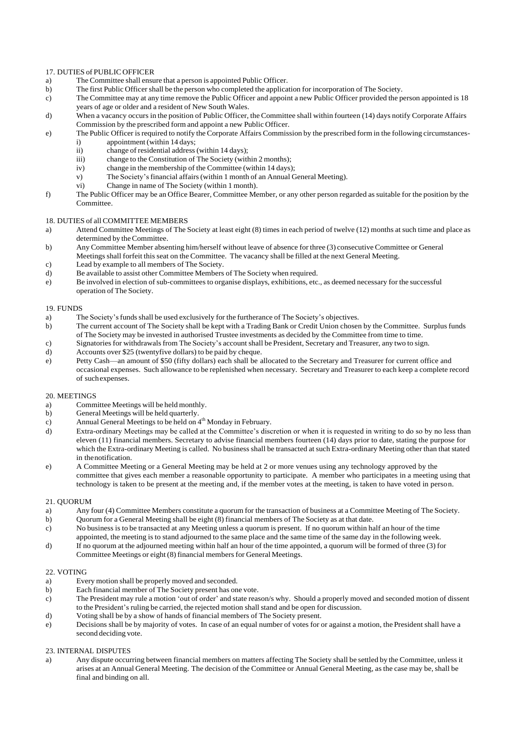17. DUTIES of PUBLIC OFFICER

a) The Committee shall ensure that a person is appointed Public Officer.
b) The first Public Officer shall be the person who completed the application for incorporation of The Society.
c) The Committee may at any time remove the Public Officer and appoint a new Public Officer provided the person appointed is 18 years of age or older and a resident of New South Wales.
d) When a vacancy occurs in the position of Public Officer, the Committee shall within fourteen (14) days notify Corporate Affairs Commission by the prescribed form and appoint a new Public Officer.
e) The Public Officer is required to notify the Corporate Affairs Commission by the prescribed form in the following circumstances-
    i) appointment (within 14 days;
    ii) change of residential address (within 14 days);
    iii) change to the Constitution of The Society (within 2 months);
    iv) change in the membership of the Committee (within 14 days);
    v) The Society's financial affairs (within 1 month of an Annual General Meeting).
    vi) Change in name of The Society (within 1 month).
f) The Public Officer may be an Office Bearer, Committee Member, or any other person regarded as suitable for the position by the Committee.

18. DUTIES of all COMMITTEE MEMBERS

a) Attend Committee Meetings of The Society at least eight (8) times in each period of twelve (12) months at such time and place as determined by the Committee.
b) Any Committee Member absenting him/herself without leave of absence for three (3) consecutive Committee or General Meetings shall forfeit this seat on the Committee. The vacancy shall be filled at the next General Meeting.
c) Lead by example to all members of The Society.
d) Be available to assist other Committee Members of The Society when required.
e) Be involved in election of sub-committees to organise displays, exhibitions, etc., as deemed necessary for the successful operation of The Society.

19. FUNDS

a) The Society's funds shall be used exclusively for the furtherance of The Society's objectives.
b) The current account of The Society shall be kept with a Trading Bank or Credit Union chosen by the Committee. Surplus funds of The Society may be invested in authorised Trustee investments as decided by the Committee from time to time.
c) Signatories for withdrawals from The Society's account shall be President, Secretary and Treasurer, any two to sign.
d) Accounts over $25 (twentyfive dollars) to be paid by cheque.
e) Petty Cash—an amount of $50 (fifty dollars) each shall be allocated to the Secretary and Treasurer for current office and occasional expenses. Such allowance to be replenished when necessary. Secretary and Treasurer to each keep a complete record of such expenses.

20. MEETINGS

a) Committee Meetings will be held monthly.
b) General Meetings will be held quarterly.
c) Annual General Meetings to be held on 4th Monday in February.
d) Extra-ordinary Meetings may be called at the Committee's discretion or when it is requested in writing to do so by no less than eleven (11) financial members. Secretary to advise financial members fourteen (14) days prior to date, stating the purpose for which the Extra-ordinary Meeting is called. No business shall be transacted at such Extra-ordinary Meeting other than that stated in the notification.
e) A Committee Meeting or a General Meeting may be held at 2 or more venues using any technology approved by the committee that gives each member a reasonable opportunity to participate. A member who participates in a meeting using that technology is taken to be present at the meeting and, if the member votes at the meeting, is taken to have voted in person.

21. QUORUM

a) Any four (4) Committee Members constitute a quorum for the transaction of business at a Committee Meeting of The Society.
b) Quorum for a General Meeting shall be eight (8) financial members of The Society as at that date.
c) No business is to be transacted at any Meeting unless a quorum is present. If no quorum within half an hour of the time appointed, the meeting is to stand adjourned to the same place and the same time of the same day in the following week.
d) If no quorum at the adjourned meeting within half an hour of the time appointed, a quorum will be formed of three (3) for Committee Meetings or eight (8) financial members for General Meetings.

22. VOTING

a) Every motion shall be properly moved and seconded.
b) Each financial member of The Society present has one vote.
c) The President may rule a motion 'out of order' and state reason/s why. Should a properly moved and seconded motion of dissent to the President's ruling be carried, the rejected motion shall stand and be open for discussion.
d) Voting shall be by a show of hands of financial members of The Society present.
e) Decisions shall be by majority of votes. In case of an equal number of votes for or against a motion, the President shall have a second deciding vote.

23. INTERNAL DISPUTES

a) Any dispute occurring between financial members on matters affecting The Society shall be settled by the Committee, unless it arises at an Annual General Meeting. The decision of the Committee or Annual General Meeting, as the case may be, shall be final and binding on all.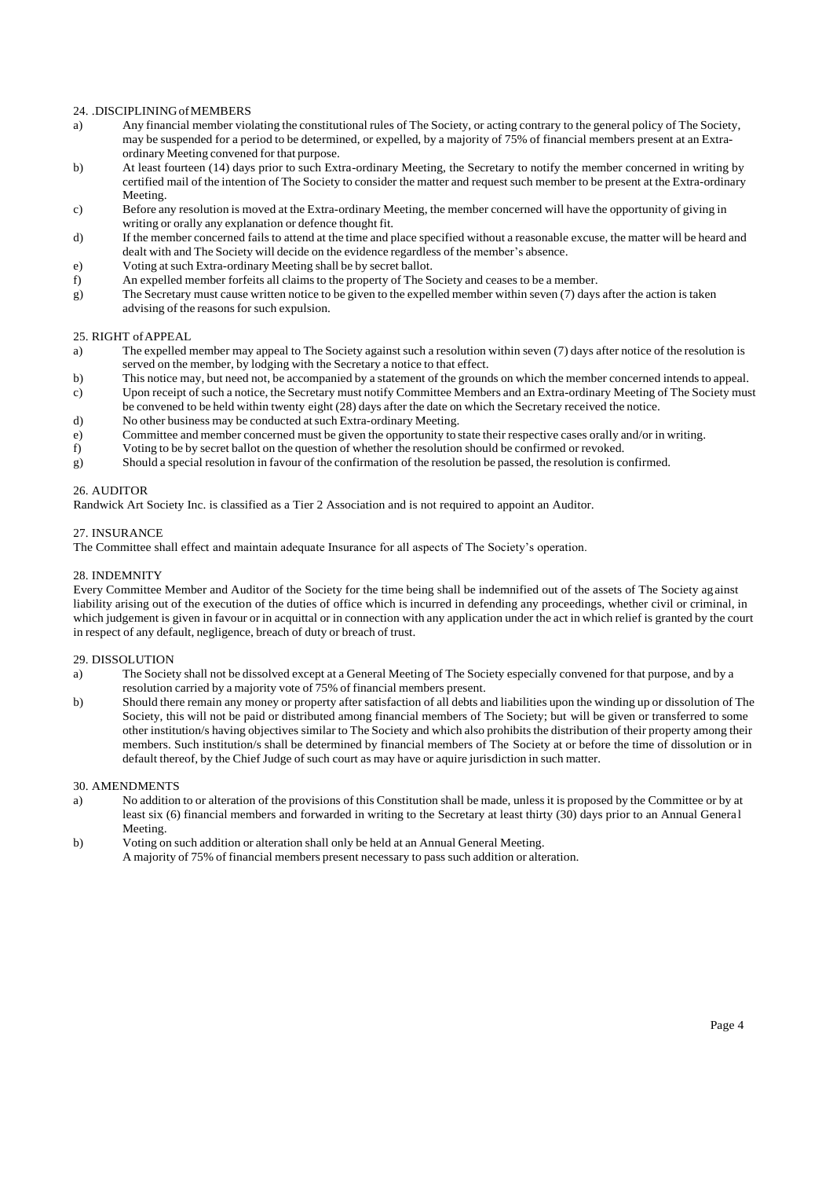## 24. .DISCIPLINING of MEMBERS

a) Any financial member violating the constitutional rules of The Society, or acting contrary to the general policy of The Society, may be suspended for a period to be determined, or expelled, by a majority of 75% of financial members present at an Extra-ordinary Meeting convened for that purpose.

b) At least fourteen (14) days prior to such Extra-ordinary Meeting, the Secretary to notify the member concerned in writing by certified mail of the intention of The Society to consider the matter and request such member to be present at the Extra-ordinary Meeting.

c) Before any resolution is moved at the Extra-ordinary Meeting, the member concerned will have the opportunity of giving in writing or orally any explanation or defence thought fit.

d) If the member concerned fails to attend at the time and place specified without a reasonable excuse, the matter will be heard and dealt with and The Society will decide on the evidence regardless of the member's absence.

e) Voting at such Extra-ordinary Meeting shall be by secret ballot.

f) An expelled member forfeits all claims to the property of The Society and ceases to be a member.

g) The Secretary must cause written notice to be given to the expelled member within seven (7) days after the action is taken advising of the reasons for such expulsion.

## 25. RIGHT of APPEAL

a) The expelled member may appeal to The Society against such a resolution within seven (7) days after notice of the resolution is served on the member, by lodging with the Secretary a notice to that effect.

b) This notice may, but need not, be accompanied by a statement of the grounds on which the member concerned intends to appeal.

c) Upon receipt of such a notice, the Secretary must notify Committee Members and an Extra-ordinary Meeting of The Society must be convened to be held within twenty eight (28) days after the date on which the Secretary received the notice.

d) No other business may be conducted at such Extra-ordinary Meeting.

e) Committee and member concerned must be given the opportunity to state their respective cases orally and/or in writing.

f) Voting to be by secret ballot on the question of whether the resolution should be confirmed or revoked.

g) Should a special resolution in favour of the confirmation of the resolution be passed, the resolution is confirmed.

## 26. AUDITOR

Randwick Art Society Inc. is classified as a Tier 2 Association and is not required to appoint an Auditor.

## 27. INSURANCE

The Committee shall effect and maintain adequate Insurance for all aspects of The Society's operation.

## 28. INDEMNITY

Every Committee Member and Auditor of the Society for the time being shall be indemnified out of the assets of The Society against liability arising out of the execution of the duties of office which is incurred in defending any proceedings, whether civil or criminal, in which judgement is given in favour or in acquittal or in connection with any application under the act in which relief is granted by the court in respect of any default, negligence, breach of duty or breach of trust.

## 29. DISSOLUTION

a) The Society shall not be dissolved except at a General Meeting of The Society especially convened for that purpose, and by a resolution carried by a majority vote of 75% of financial members present.

b) Should there remain any money or property after satisfaction of all debts and liabilities upon the winding up or dissolution of The Society, this will not be paid or distributed among financial members of The Society; but will be given or transferred to some other institution/s having objectives similar to The Society and which also prohibits the distribution of their property among their members. Such institution/s shall be determined by financial members of The Society at or before the time of dissolution or in default thereof, by the Chief Judge of such court as may have or aquire jurisdiction in such matter.

## 30. AMENDMENTS

a) No addition to or alteration of the provisions of this Constitution shall be made, unless it is proposed by the Committee or by at least six (6) financial members and forwarded in writing to the Secretary at least thirty (30) days prior to an Annual General Meeting.

b) Voting on such addition or alteration shall only be held at an Annual General Meeting.
A majority of 75% of financial members present necessary to pass such addition or alteration.